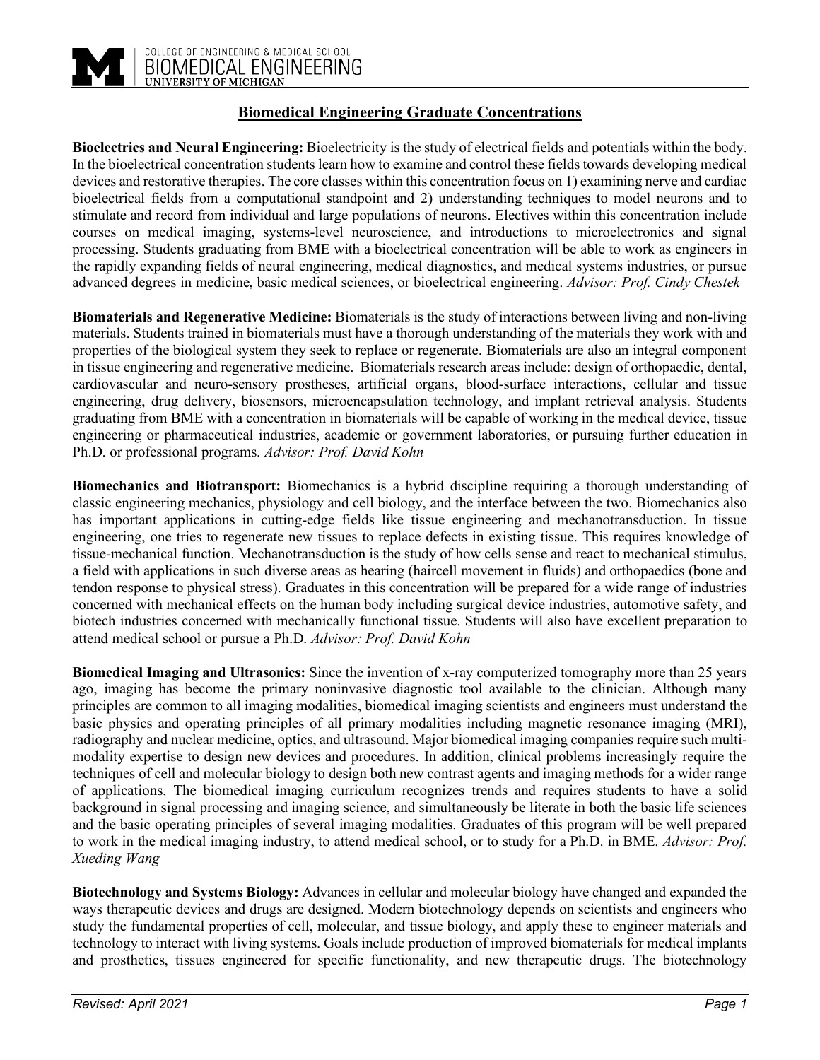# Biomedical Engineering Graduate Concentrations

**Bioelectrics and Neural Engineering:** Bioelectricity is the study of electrical fields and potentials within the body. In the bioelectrical concentration students learn how to examine and control these fields towards developing medical devices and restorative therapies. The core classes within this concentration focus on 1) examining nerve and cardiac bioelectrical fields from a computational standpoint and 2) understanding techniques to model neurons and to stimulate and record from individual and large populations of neurons. Electives within this concentration include courses on medical imaging, systems-level neuroscience, and introductions to microelectronics and signal processing. Students graduating from BME with a bioelectrical concentration will be able to work as engineers in the rapidly expanding fields of neural engineering, medical diagnostics, and medical systems industries, or pursue advanced degrees in medicine, basic medical sciences, or bioelectrical engineering. *Advisor: Prof. Cindy Chestek*

**Biomaterials and Regenerative Medicine:** Biomaterials is the study of interactions between living and non-living materials. Students trained in biomaterials must have a thorough understanding of the materials they work with and properties of the biological system they seek to replace or regenerate. Biomaterials are also an integral component in tissue engineering and regenerative medicine. Biomaterials research areas include: design of orthopaedic, dental, cardiovascular and neuro-sensory prostheses, artificial organs, blood-surface interactions, cellular and tissue engineering, drug delivery, biosensors, microencapsulation technology, and implant retrieval analysis. Students graduating from BME with a concentration in biomaterials will be capable of working in the medical device, tissue engineering or pharmaceutical industries, academic or government laboratories, or pursuing further education in Ph.D. or professional programs. *Advisor: Prof. David Kohn*

**Biomechanics and Biotransport:** Biomechanics is a hybrid discipline requiring a thorough understanding of classic engineering mechanics, physiology and cell biology, and the interface between the two. Biomechanics also has important applications in cutting-edge fields like tissue engineering and mechanotransduction. In tissue engineering, one tries to regenerate new tissues to replace defects in existing tissue. This requires knowledge of tissue-mechanical function. Mechanotransduction is the study of how cells sense and react to mechanical stimulus, a field with applications in such diverse areas as hearing (haircell movement in fluids) and orthopaedics (bone and tendon response to physical stress). Graduates in this concentration will be prepared for a wide range of industries concerned with mechanical effects on the human body including surgical device industries, automotive safety, and biotech industries concerned with mechanically functional tissue. Students will also have excellent preparation to attend medical school or pursue a Ph.D. *Advisor: Prof. David Kohn*

**Biomedical Imaging and Ultrasonics:** Since the invention of x-ray computerized tomography more than 25 years ago, imaging has become the primary noninvasive diagnostic tool available to the clinician. Although many principles are common to all imaging modalities, biomedical imaging scientists and engineers must understand the basic physics and operating principles of all primary modalities including magnetic resonance imaging (MRI), radiography and nuclear medicine, optics, and ultrasound. Major biomedical imaging companies require such multi-modality expertise to design new devices and procedures. In addition, clinical problems increasingly require the techniques of cell and molecular biology to design both new contrast agents and imaging methods for a wider range of applications. The biomedical imaging curriculum recognizes trends and requires students to have a solid background in signal processing and imaging science, and simultaneously be literate in both the basic life sciences and the basic operating principles of several imaging modalities. Graduates of this program will be well prepared to work in the medical imaging industry, to attend medical school, or to study for a Ph.D. in BME. *Advisor: Prof. Xueding Wang*

**Biotechnology and Systems Biology:** Advances in cellular and molecular biology have changed and expanded the ways therapeutic devices and drugs are designed. Modern biotechnology depends on scientists and engineers who study the fundamental properties of cell, molecular, and tissue biology, and apply these to engineer materials and technology to interact with living systems. Goals include production of improved biomaterials for medical implants and prosthetics, tissues engineered for specific functionality, and new therapeutic drugs. The biotechnology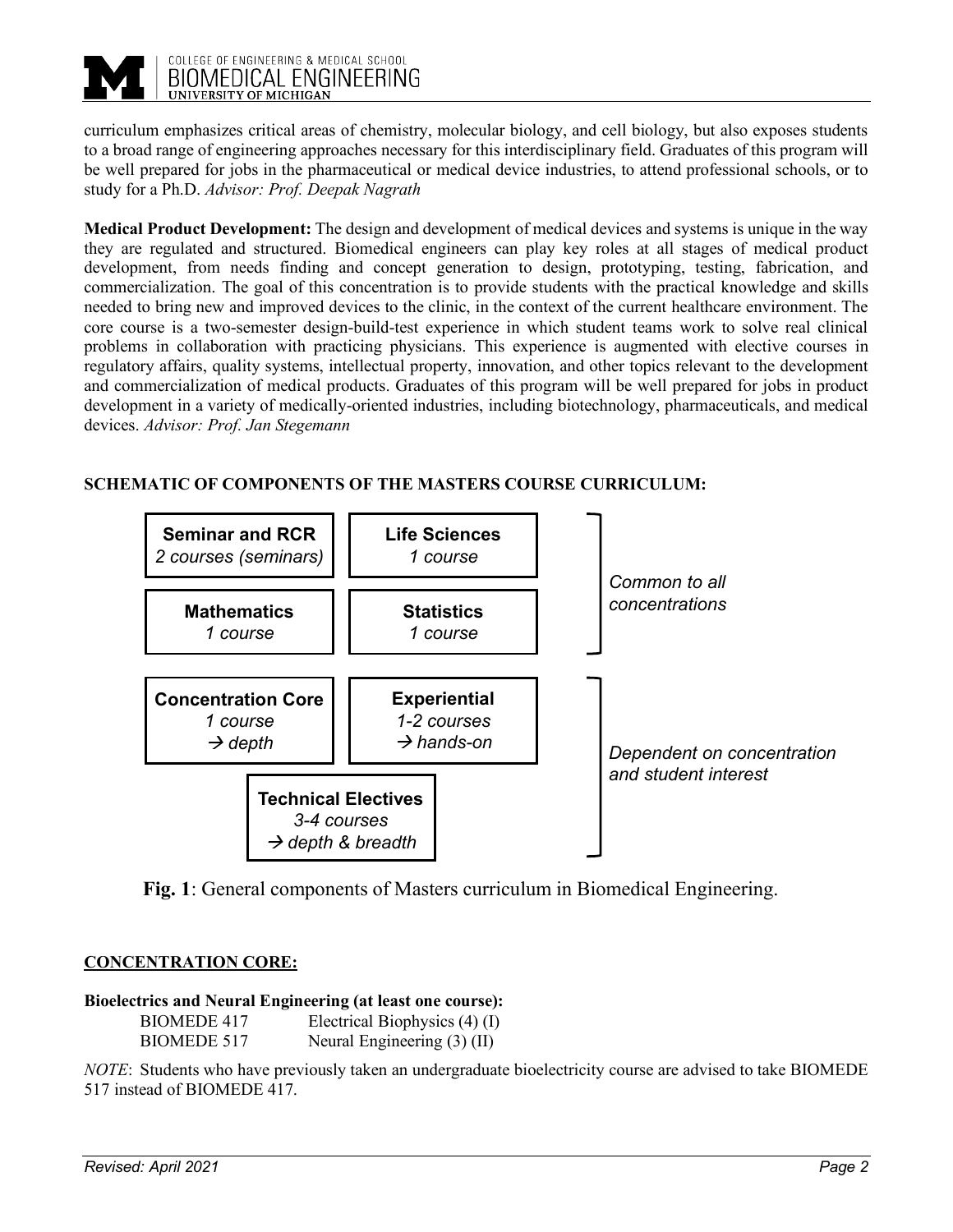curriculum emphasizes critical areas of chemistry, molecular biology, and cell biology, but also exposes students to a broad range of engineering approaches necessary for this interdisciplinary field. Graduates of this program will be well prepared for jobs in the pharmaceutical or medical device industries, to attend professional schools, or to study for a Ph.D. *Advisor: Prof. Deepak Nagrath*

**Medical Product Development:** The design and development of medical devices and systems is unique in the way they are regulated and structured. Biomedical engineers can play key roles at all stages of medical product development, from needs finding and concept generation to design, prototyping, testing, fabrication, and commercialization. The goal of this concentration is to provide students with the practical knowledge and skills needed to bring new and improved devices to the clinic, in the context of the current healthcare environment. The core course is a two-semester design-build-test experience in which student teams work to solve real clinical problems in collaboration with practicing physicians. This experience is augmented with elective courses in regulatory affairs, quality systems, intellectual property, innovation, and other topics relevant to the development and commercialization of medical products. Graduates of this program will be well prepared for jobs in product development in a variety of medically-oriented industries, including biotechnology, pharmaceuticals, and medical devices. *Advisor: Prof. Jan Stegemann*

**SCHEMATIC OF COMPONENTS OF THE MASTERS COURSE CURRICULUM:**

*Common to all concentrations:*

- **Seminar and RCR** – *2 courses (seminars)*
- **Life Sciences** – *1 course*
- **Mathematics** – *1 course*
- **Statistics** – *1 course*

*Dependent on concentration and student interest:*

- **Concentration Core** – *1 course → depth*
- **Experiential** – *1-2 courses → hands-on*
- **Technical Electives** – *3-4 courses → depth & breadth*

**Fig. 1**: General components of Masters curriculum in Biomedical Engineering.

## CONCENTRATION CORE:

**Bioelectrics and Neural Engineering (at least one course):**

| | |
|---|---|
| BIOMEDE 417 | Electrical Biophysics (4) (I) |
| BIOMEDE 517 | Neural Engineering (3) (II) |

*NOTE*: Students who have previously taken an undergraduate bioelectricity course are advised to take BIOMEDE 517 instead of BIOMEDE 417.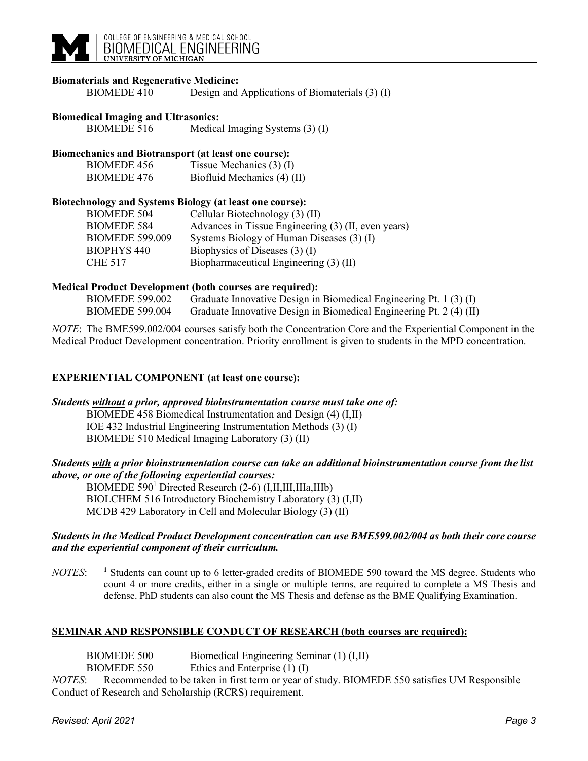**Biomaterials and Regenerative Medicine:**

| | |
|---|---|
| BIOMEDE 410 | Design and Applications of Biomaterials (3) (I) |

**Biomedical Imaging and Ultrasonics:**

| | |
|---|---|
| BIOMEDE 516 | Medical Imaging Systems (3) (I) |

**Biomechanics and Biotransport (at least one course):**

| | |
|---|---|
| BIOMEDE 456 | Tissue Mechanics (3) (I) |
| BIOMEDE 476 | Biofluid Mechanics (4) (II) |

**Biotechnology and Systems Biology (at least one course):**

| | |
|---|---|
| BIOMEDE 504 | Cellular Biotechnology (3) (II) |
| BIOMEDE 584 | Advances in Tissue Engineering (3) (II, even years) |
| BIOMEDE 599.009 | Systems Biology of Human Diseases (3) (I) |
| BIOPHYS 440 | Biophysics of Diseases (3) (I) |
| CHE 517 | Biopharmaceutical Engineering (3) (II) |

**Medical Product Development (both courses are required):**

| | |
|---|---|
| BIOMEDE 599.002 | Graduate Innovative Design in Biomedical Engineering Pt. 1 (3) (I) |
| BIOMEDE 599.004 | Graduate Innovative Design in Biomedical Engineering Pt. 2 (4) (II) |

*NOTE*: The BME599.002/004 courses satisfy both the Concentration Core and the Experiential Component in the Medical Product Development concentration. Priority enrollment is given to students in the MPD concentration.

## EXPERIENTIAL COMPONENT (at least one course):

***Students without a prior, approved bioinstrumentation course must take one of:***

- BIOMEDE 458 Biomedical Instrumentation and Design (4) (I,II)
- IOE 432 Industrial Engineering Instrumentation Methods (3) (I)
- BIOMEDE 510 Medical Imaging Laboratory (3) (II)

***Students with a prior bioinstrumentation course can take an additional bioinstrumentation course from the list above, or one of the following experiential courses:***

- BIOMEDE 590[1] Directed Research (2-6) (I,II,III,IIIa,IIIb)
- BIOLCHEM 516 Introductory Biochemistry Laboratory (3) (I,II)
- MCDB 429 Laboratory in Cell and Molecular Biology (3) (II)

***Students in the Medical Product Development concentration can use BME599.002/004 as both their core course and the experiential component of their curriculum.***

*NOTES*: [1] Students can count up to 6 letter-graded credits of BIOMEDE 590 toward the MS degree. Students who count 4 or more credits, either in a single or multiple terms, are required to complete a MS Thesis and defense. PhD students can also count the MS Thesis and defense as the BME Qualifying Examination.

## SEMINAR AND RESPONSIBLE CONDUCT OF RESEARCH (both courses are required):

| | |
|---|---|
| BIOMEDE 500 | Biomedical Engineering Seminar (1) (I,II) |
| BIOMEDE 550 | Ethics and Enterprise (1) (I) |

*NOTES*: Recommended to be taken in first term or year of study. BIOMEDE 550 satisfies UM Responsible Conduct of Research and Scholarship (RCRS) requirement.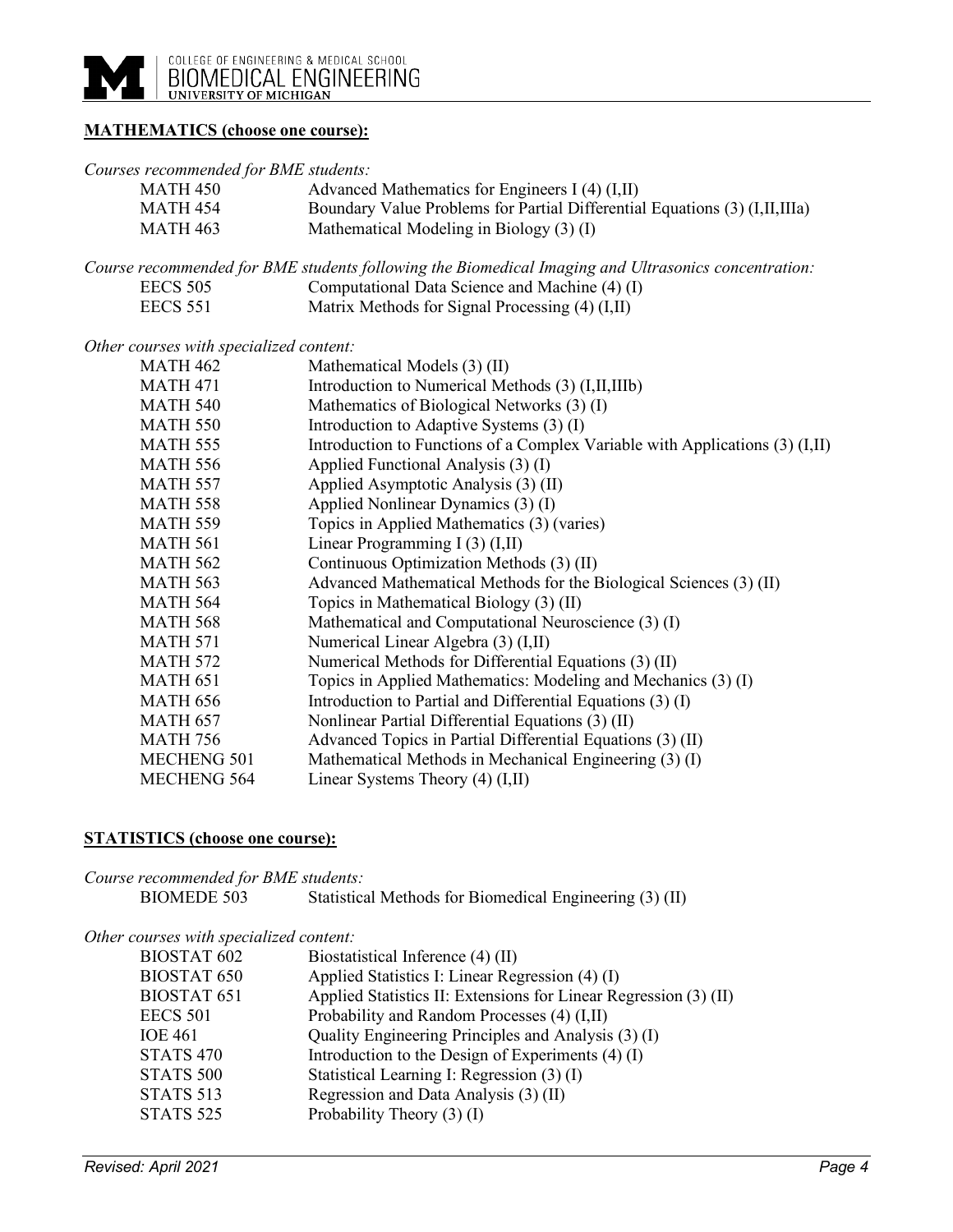## MATHEMATICS (choose one course):

*Courses recommended for BME students:*

| | |
|---|---|
| MATH 450 | Advanced Mathematics for Engineers I (4) (I,II) |
| MATH 454 | Boundary Value Problems for Partial Differential Equations (3) (I,II,IIIa) |
| MATH 463 | Mathematical Modeling in Biology (3) (I) |

*Course recommended for BME students following the Biomedical Imaging and Ultrasonics concentration:*

| | |
|---|---|
| EECS 505 | Computational Data Science and Machine (4) (I) |
| EECS 551 | Matrix Methods for Signal Processing (4) (I,II) |

*Other courses with specialized content:*

| | |
|---|---|
| MATH 462 | Mathematical Models (3) (II) |
| MATH 471 | Introduction to Numerical Methods (3) (I,II,IIIb) |
| MATH 540 | Mathematics of Biological Networks (3) (I) |
| MATH 550 | Introduction to Adaptive Systems (3) (I) |
| MATH 555 | Introduction to Functions of a Complex Variable with Applications (3) (I,II) |
| MATH 556 | Applied Functional Analysis (3) (I) |
| MATH 557 | Applied Asymptotic Analysis (3) (II) |
| MATH 558 | Applied Nonlinear Dynamics (3) (I) |
| MATH 559 | Topics in Applied Mathematics (3) (varies) |
| MATH 561 | Linear Programming I (3) (I,II) |
| MATH 562 | Continuous Optimization Methods (3) (II) |
| MATH 563 | Advanced Mathematical Methods for the Biological Sciences (3) (II) |
| MATH 564 | Topics in Mathematical Biology (3) (II) |
| MATH 568 | Mathematical and Computational Neuroscience (3) (I) |
| MATH 571 | Numerical Linear Algebra (3) (I,II) |
| MATH 572 | Numerical Methods for Differential Equations (3) (II) |
| MATH 651 | Topics in Applied Mathematics: Modeling and Mechanics (3) (I) |
| MATH 656 | Introduction to Partial and Differential Equations (3) (I) |
| MATH 657 | Nonlinear Partial Differential Equations (3) (II) |
| MATH 756 | Advanced Topics in Partial Differential Equations (3) (II) |
| MECHENG 501 | Mathematical Methods in Mechanical Engineering (3) (I) |
| MECHENG 564 | Linear Systems Theory (4) (I,II) |

## STATISTICS (choose one course):

*Course recommended for BME students:*

| | |
|---|---|
| BIOMEDE 503 | Statistical Methods for Biomedical Engineering (3) (II) |

*Other courses with specialized content:*

| | |
|---|---|
| BIOSTAT 602 | Biostatistical Inference (4) (II) |
| BIOSTAT 650 | Applied Statistics I: Linear Regression (4) (I) |
| BIOSTAT 651 | Applied Statistics II: Extensions for Linear Regression (3) (II) |
| EECS 501 | Probability and Random Processes (4) (I,II) |
| IOE 461 | Quality Engineering Principles and Analysis (3) (I) |
| STATS 470 | Introduction to the Design of Experiments (4) (I) |
| STATS 500 | Statistical Learning I: Regression (3) (I) |
| STATS 513 | Regression and Data Analysis (3) (II) |
| STATS 525 | Probability Theory (3) (I) |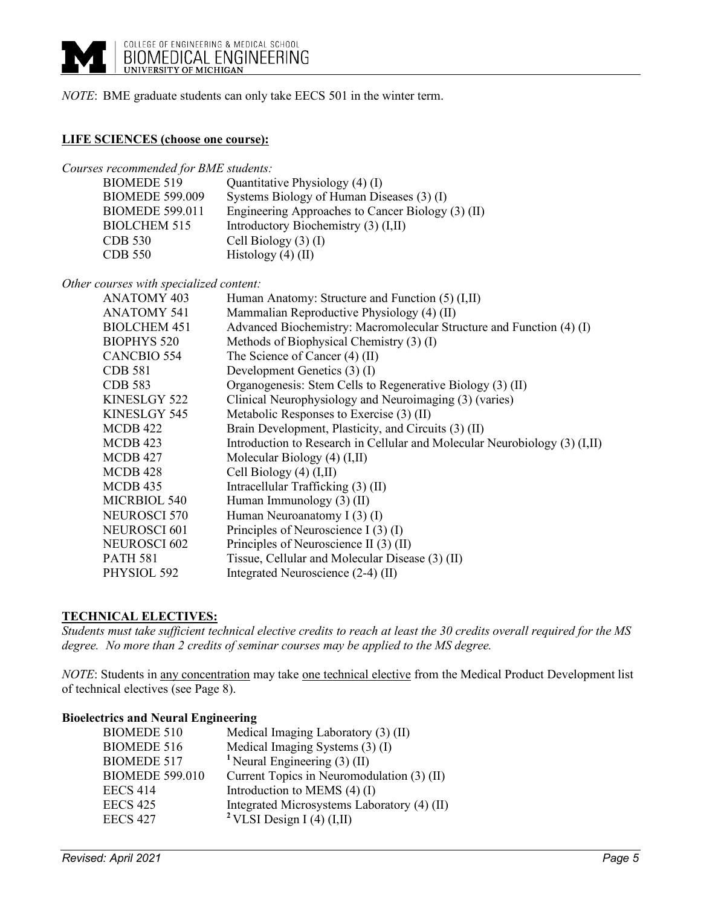*NOTE*: BME graduate students can only take EECS 501 in the winter term.

## LIFE SCIENCES (choose one course):

*Courses recommended for BME students:*

| | |
|---|---|
| BIOMEDE 519 | Quantitative Physiology (4) (I) |
| BIOMEDE 599.009 | Systems Biology of Human Diseases (3) (I) |
| BIOMEDE 599.011 | Engineering Approaches to Cancer Biology (3) (II) |
| BIOLCHEM 515 | Introductory Biochemistry (3) (I,II) |
| CDB 530 | Cell Biology (3) (I) |
| CDB 550 | Histology (4) (II) |

*Other courses with specialized content:*

| | |
|---|---|
| ANATOMY 403 | Human Anatomy: Structure and Function (5) (I,II) |
| ANATOMY 541 | Mammalian Reproductive Physiology (4) (II) |
| BIOLCHEM 451 | Advanced Biochemistry: Macromolecular Structure and Function (4) (I) |
| BIOPHYS 520 | Methods of Biophysical Chemistry (3) (I) |
| CANCBIO 554 | The Science of Cancer (4) (II) |
| CDB 581 | Development Genetics (3) (I) |
| CDB 583 | Organogenesis: Stem Cells to Regenerative Biology (3) (II) |
| KINESLGY 522 | Clinical Neurophysiology and Neuroimaging (3) (varies) |
| KINESLGY 545 | Metabolic Responses to Exercise (3) (II) |
| MCDB 422 | Brain Development, Plasticity, and Circuits (3) (II) |
| MCDB 423 | Introduction to Research in Cellular and Molecular Neurobiology (3) (I,II) |
| MCDB 427 | Molecular Biology (4) (I,II) |
| MCDB 428 | Cell Biology (4) (I,II) |
| MCDB 435 | Intracellular Trafficking (3) (II) |
| MICRBIOL 540 | Human Immunology (3) (II) |
| NEUROSCI 570 | Human Neuroanatomy I (3) (I) |
| NEUROSCI 601 | Principles of Neuroscience I (3) (I) |
| NEUROSCI 602 | Principles of Neuroscience II (3) (II) |
| PATH 581 | Tissue, Cellular and Molecular Disease (3) (II) |
| PHYSIOL 592 | Integrated Neuroscience (2-4) (II) |

## TECHNICAL ELECTIVES:

*Students must take sufficient technical elective credits to reach at least the 30 credits overall required for the MS degree. No more than 2 credits of seminar courses may be applied to the MS degree.*

*NOTE*: Students in any concentration may take one technical elective from the Medical Product Development list of technical electives (see Page 8).

### Bioelectrics and Neural Engineering

| | |
|---|---|
| BIOMEDE 510 | Medical Imaging Laboratory (3) (II) |
| BIOMEDE 516 | Medical Imaging Systems (3) (I) |
| BIOMEDE 517 | [1] Neural Engineering (3) (II) |
| BIOMEDE 599.010 | Current Topics in Neuromodulation (3) (II) |
| EECS 414 | Introduction to MEMS (4) (I) |
| EECS 425 | Integrated Microsystems Laboratory (4) (II) |
| EECS 427 | [2] VLSI Design I (4) (I,II) |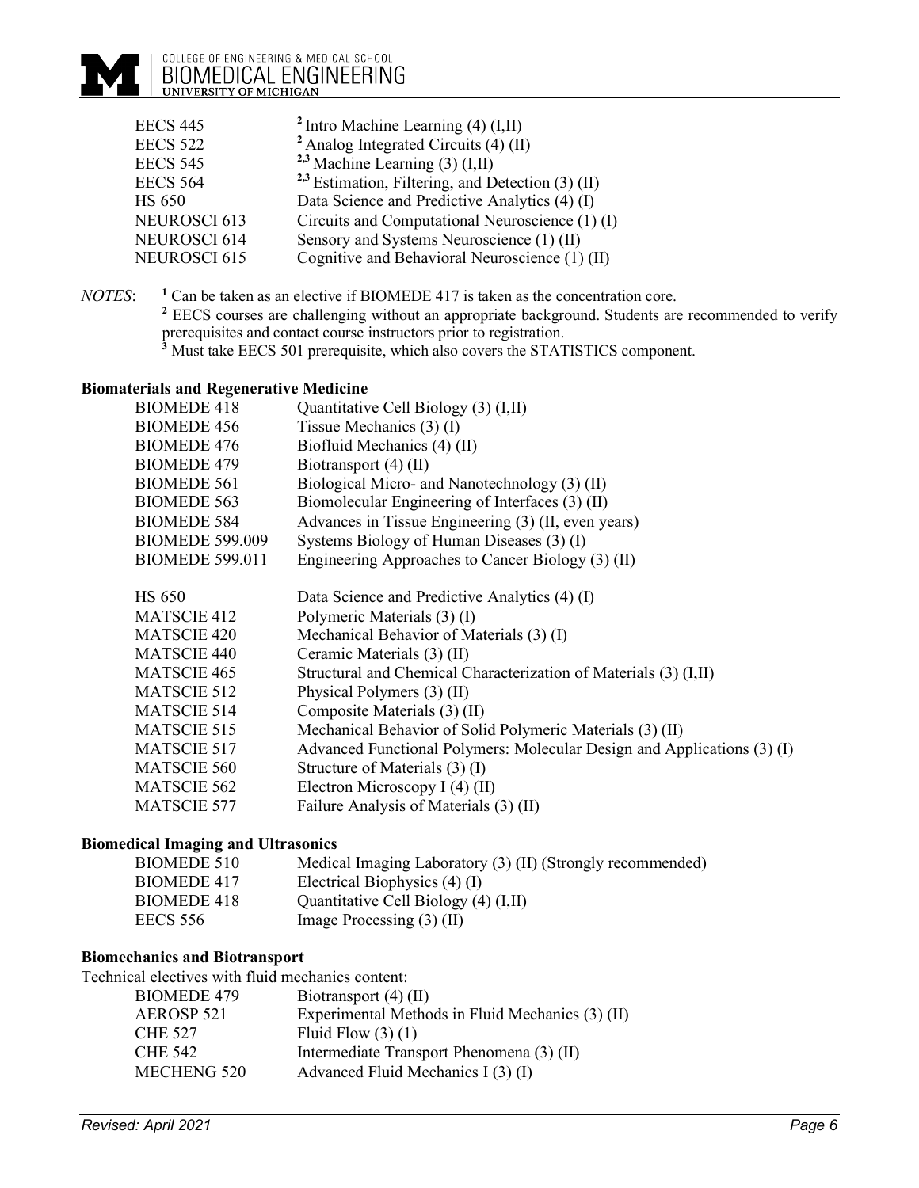| | |
|---|---|
| EECS 445 | [2] Intro Machine Learning (4) (I,II) |
| EECS 522 | [2] Analog Integrated Circuits (4) (II) |
| EECS 545 | [2,3] Machine Learning (3) (I,II) |
| EECS 564 | [2,3] Estimation, Filtering, and Detection (3) (II) |
| HS 650 | Data Science and Predictive Analytics (4) (I) |
| NEUROSCI 613 | Circuits and Computational Neuroscience (1) (I) |
| NEUROSCI 614 | Sensory and Systems Neuroscience (1) (II) |
| NEUROSCI 615 | Cognitive and Behavioral Neuroscience (1) (II) |

*NOTES*: [1] Can be taken as an elective if BIOMEDE 417 is taken as the concentration core.
[2] EECS courses are challenging without an appropriate background. Students are recommended to verify prerequisites and contact course instructors prior to registration.
[3] Must take EECS 501 prerequisite, which also covers the STATISTICS component.

**Biomaterials and Regenerative Medicine**

| | |
|---|---|
| BIOMEDE 418 | Quantitative Cell Biology (3) (I,II) |
| BIOMEDE 456 | Tissue Mechanics (3) (I) |
| BIOMEDE 476 | Biofluid Mechanics (4) (II) |
| BIOMEDE 479 | Biotransport (4) (II) |
| BIOMEDE 561 | Biological Micro- and Nanotechnology (3) (II) |
| BIOMEDE 563 | Biomolecular Engineering of Interfaces (3) (II) |
| BIOMEDE 584 | Advances in Tissue Engineering (3) (II, even years) |
| BIOMEDE 599.009 | Systems Biology of Human Diseases (3) (I) |
| BIOMEDE 599.011 | Engineering Approaches to Cancer Biology (3) (II) |
| HS 650 | Data Science and Predictive Analytics (4) (I) |
| MATSCIE 412 | Polymeric Materials (3) (I) |
| MATSCIE 420 | Mechanical Behavior of Materials (3) (I) |
| MATSCIE 440 | Ceramic Materials (3) (II) |
| MATSCIE 465 | Structural and Chemical Characterization of Materials (3) (I,II) |
| MATSCIE 512 | Physical Polymers (3) (II) |
| MATSCIE 514 | Composite Materials (3) (II) |
| MATSCIE 515 | Mechanical Behavior of Solid Polymeric Materials (3) (II) |
| MATSCIE 517 | Advanced Functional Polymers: Molecular Design and Applications (3) (I) |
| MATSCIE 560 | Structure of Materials (3) (I) |
| MATSCIE 562 | Electron Microscopy I (4) (II) |
| MATSCIE 577 | Failure Analysis of Materials (3) (II) |

**Biomedical Imaging and Ultrasonics**

| | |
|---|---|
| BIOMEDE 510 | Medical Imaging Laboratory (3) (II) (Strongly recommended) |
| BIOMEDE 417 | Electrical Biophysics (4) (I) |
| BIOMEDE 418 | Quantitative Cell Biology (4) (I,II) |
| EECS 556 | Image Processing (3) (II) |

**Biomechanics and Biotransport**

Technical electives with fluid mechanics content:

| | |
|---|---|
| BIOMEDE 479 | Biotransport (4) (II) |
| AEROSP 521 | Experimental Methods in Fluid Mechanics (3) (II) |
| CHE 527 | Fluid Flow (3) (1) |
| CHE 542 | Intermediate Transport Phenomena (3) (II) |
| MECHENG 520 | Advanced Fluid Mechanics I (3) (I) |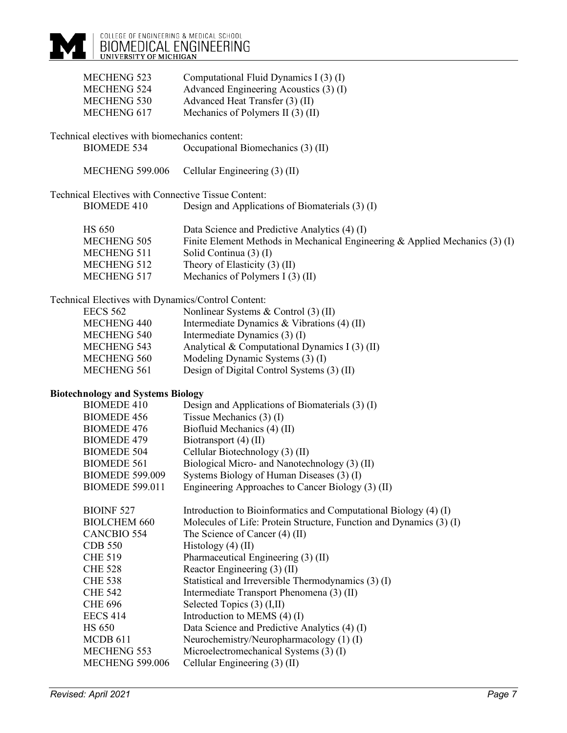| | |
|---|---|
| MECHENG 523 | Computational Fluid Dynamics I (3) (I) |
| MECHENG 524 | Advanced Engineering Acoustics (3) (I) |
| MECHENG 530 | Advanced Heat Transfer (3) (II) |
| MECHENG 617 | Mechanics of Polymers II (3) (II) |

Technical electives with biomechanics content:

| | |
|---|---|
| BIOMEDE 534 | Occupational Biomechanics (3) (II) |
| | |
| MECHENG 599.006 | Cellular Engineering (3) (II) |

Technical Electives with Connective Tissue Content:

| | |
|---|---|
| BIOMEDE 410 | Design and Applications of Biomaterials (3) (I) |
| | |
| HS 650 | Data Science and Predictive Analytics (4) (I) |
| MECHENG 505 | Finite Element Methods in Mechanical Engineering & Applied Mechanics (3) (I) |
| MECHENG 511 | Solid Continua (3) (I) |
| MECHENG 512 | Theory of Elasticity (3) (II) |
| MECHENG 517 | Mechanics of Polymers I (3) (II) |

Technical Electives with Dynamics/Control Content:

| | |
|---|---|
| EECS 562 | Nonlinear Systems & Control (3) (II) |
| MECHENG 440 | Intermediate Dynamics & Vibrations (4) (II) |
| MECHENG 540 | Intermediate Dynamics (3) (I) |
| MECHENG 543 | Analytical & Computational Dynamics I (3) (II) |
| MECHENG 560 | Modeling Dynamic Systems (3) (I) |
| MECHENG 561 | Design of Digital Control Systems (3) (II) |

**Biotechnology and Systems Biology**

| | |
|---|---|
| BIOMEDE 410 | Design and Applications of Biomaterials (3) (I) |
| BIOMEDE 456 | Tissue Mechanics (3) (I) |
| BIOMEDE 476 | Biofluid Mechanics (4) (II) |
| BIOMEDE 479 | Biotransport (4) (II) |
| BIOMEDE 504 | Cellular Biotechnology (3) (II) |
| BIOMEDE 561 | Biological Micro- and Nanotechnology (3) (II) |
| BIOMEDE 599.009 | Systems Biology of Human Diseases (3) (I) |
| BIOMEDE 599.011 | Engineering Approaches to Cancer Biology (3) (II) |
| | |
| BIOINF 527 | Introduction to Bioinformatics and Computational Biology (4) (I) |
| BIOLCHEM 660 | Molecules of Life: Protein Structure, Function and Dynamics (3) (I) |
| CANCBIO 554 | The Science of Cancer (4) (II) |
| CDB 550 | Histology (4) (II) |
| CHE 519 | Pharmaceutical Engineering (3) (II) |
| CHE 528 | Reactor Engineering (3) (II) |
| CHE 538 | Statistical and Irreversible Thermodynamics (3) (I) |
| CHE 542 | Intermediate Transport Phenomena (3) (II) |
| CHE 696 | Selected Topics (3) (I,II) |
| EECS 414 | Introduction to MEMS (4) (I) |
| HS 650 | Data Science and Predictive Analytics (4) (I) |
| MCDB 611 | Neurochemistry/Neuropharmacology (1) (I) |
| MECHENG 553 | Microelectromechanical Systems (3) (I) |
| MECHENG 599.006 | Cellular Engineering (3) (II) |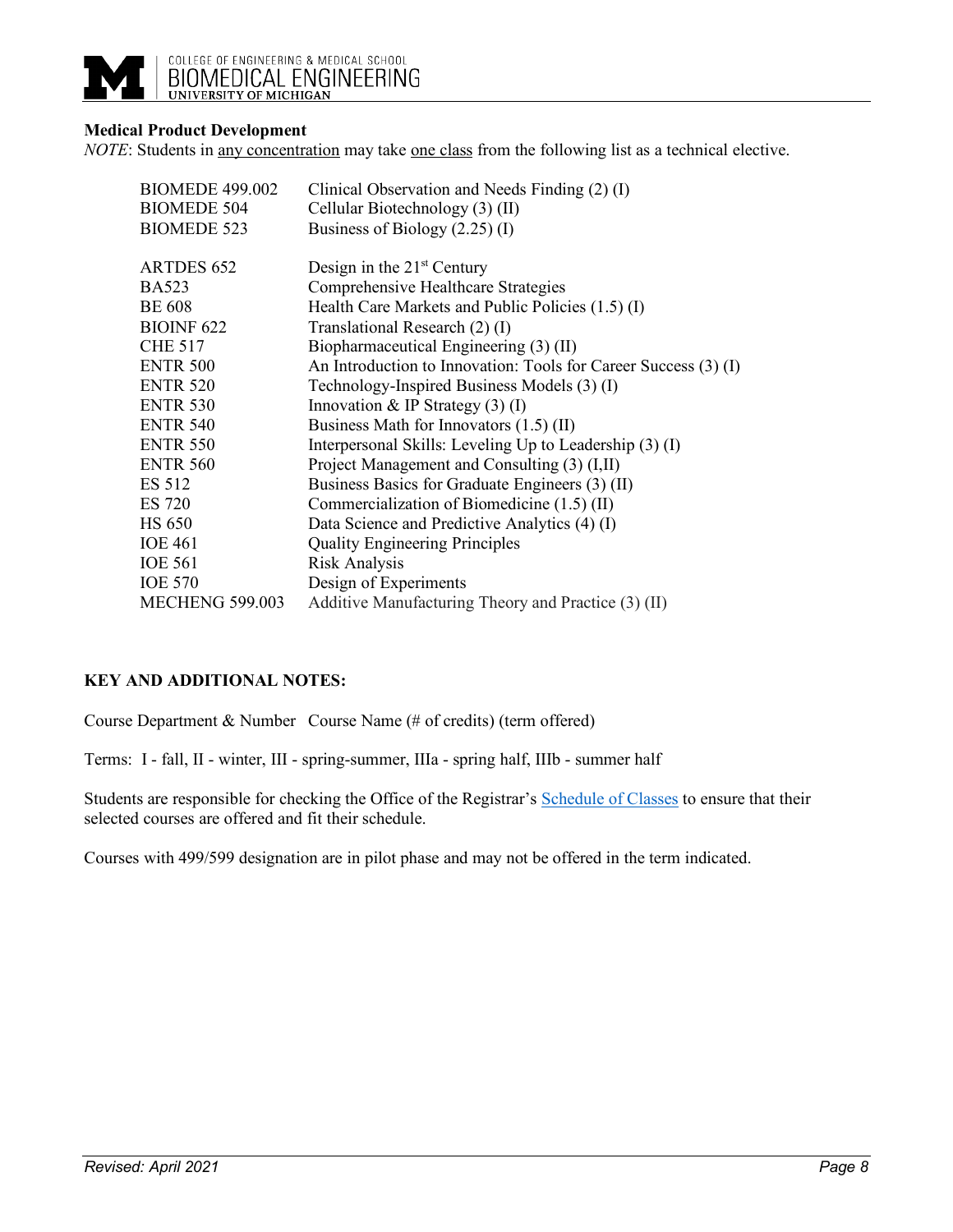**Medical Product Development**

*NOTE*: Students in any concentration may take one class from the following list as a technical elective.

| | |
|---|---|
| BIOMEDE 499.002 | Clinical Observation and Needs Finding (2) (I) |
| BIOMEDE 504 | Cellular Biotechnology (3) (II) |
| BIOMEDE 523 | Business of Biology (2.25) (I) |
| | |
| ARTDES 652 | Design in the 21st Century |
| BA523 | Comprehensive Healthcare Strategies |
| BE 608 | Health Care Markets and Public Policies (1.5) (I) |
| BIOINF 622 | Translational Research (2) (I) |
| CHE 517 | Biopharmaceutical Engineering (3) (II) |
| ENTR 500 | An Introduction to Innovation: Tools for Career Success (3) (I) |
| ENTR 520 | Technology-Inspired Business Models (3) (I) |
| ENTR 530 | Innovation & IP Strategy (3) (I) |
| ENTR 540 | Business Math for Innovators (1.5) (II) |
| ENTR 550 | Interpersonal Skills: Leveling Up to Leadership (3) (I) |
| ENTR 560 | Project Management and Consulting (3) (I,II) |
| ES 512 | Business Basics for Graduate Engineers (3) (II) |
| ES 720 | Commercialization of Biomedicine (1.5) (II) |
| HS 650 | Data Science and Predictive Analytics (4) (I) |
| IOE 461 | Quality Engineering Principles |
| IOE 561 | Risk Analysis |
| IOE 570 | Design of Experiments |
| MECHENG 599.003 | Additive Manufacturing Theory and Practice (3) (II) |

**KEY AND ADDITIONAL NOTES:**

Course Department & Number Course Name (# of credits) (term offered)

Terms: I - fall, II - winter, III - spring-summer, IIIa - spring half, IIIb - summer half

Students are responsible for checking the Office of the Registrar's Schedule of Classes to ensure that their selected courses are offered and fit their schedule.

Courses with 499/599 designation are in pilot phase and may not be offered in the term indicated.